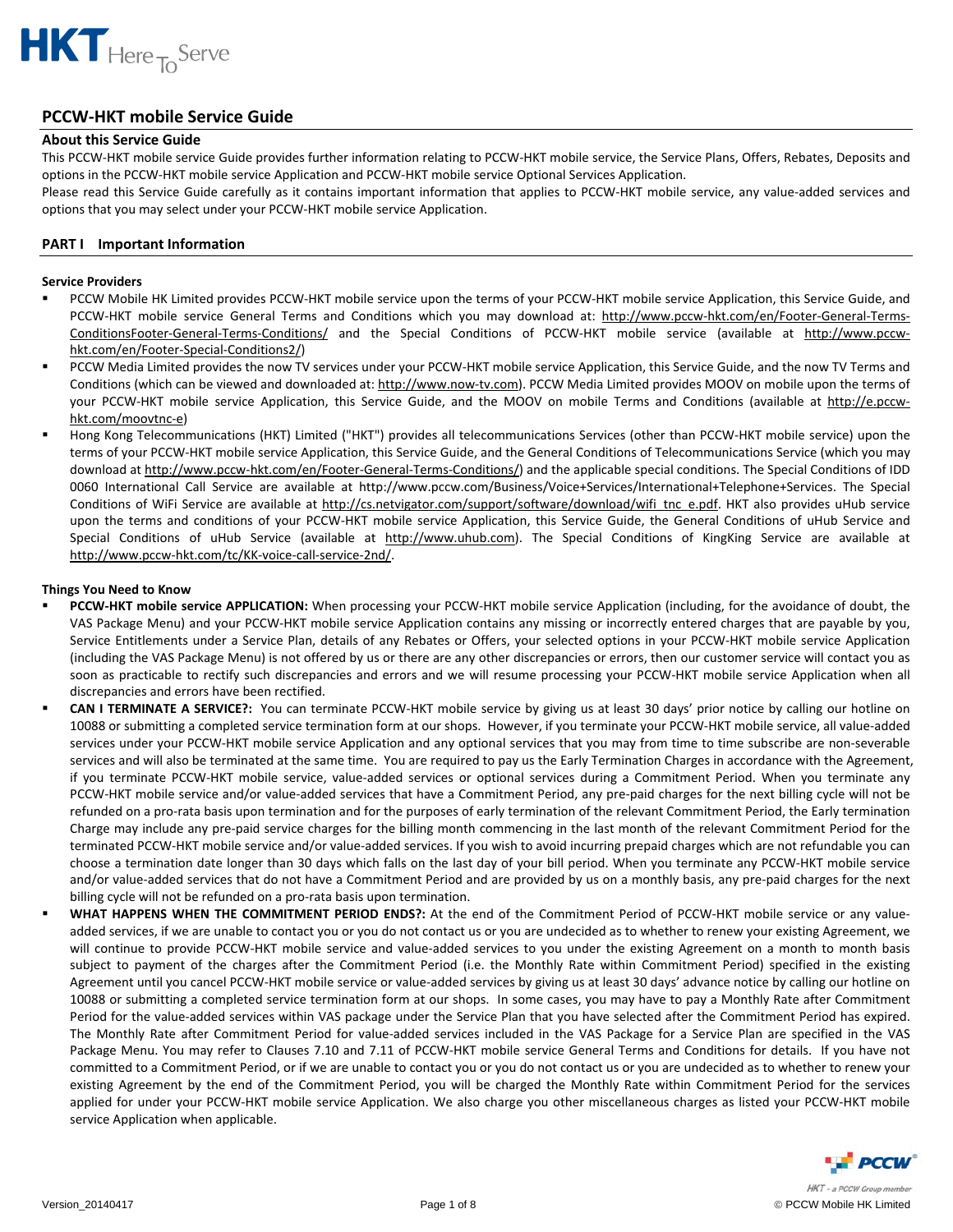# PCCW-HKT mobile Service Guide

## About this Service Guide

This PCCW-HKT mobile service Guide provides further information relating to PCCW-HKT mobile service, the Service Plans, Offers, Rebates, Deposits and options in the PCCW-HKT mobile service Application and PCCW-HKT mobile service Optional Services Application.

Please read this Service Guide carefully as it contains important information that applies to PCCW-HKT mobile service, any value-added services and options that you may select under your PCCW-HKT mobile service Application.

## PART I Important Information

### Service Providers

- PCCW Mobile HK Limited provides PCCW-HKT mobile service upon the terms of your PCCW-HKT mobile service Application, this Service Guide, and PCCW-HKT mobile service General Terms and Conditions which you may download at: http://www.pccw-hkt.com/en/Footer-General-Terms-ConditionsFooter-General-Terms-Conditions/ and the Special Conditions of PCCW-HKT mobile service (available at http://www.pccw-hkt.com/en/Footer-Special-Conditions2/)
- PCCW Media Limited provides the now TV services under your PCCW-HKT mobile service Application, this Service Guide, and the now TV Terms and Conditions (which can be viewed and downloaded at: http://www.now-tv.com). PCCW Media Limited provides MOOV on mobile upon the terms of your PCCW-HKT mobile service Application, this Service Guide, and the MOOV on mobile Terms and Conditions (available at http://e.pccw-hkt.com/moovtnc-e)
- Hong Kong Telecommunications (HKT) Limited ("HKT") provides all telecommunications Services (other than PCCW-HKT mobile service) upon the terms of your PCCW-HKT mobile service Application, this Service Guide, and the General Conditions of Telecommunications Service (which you may download at http://www.pccw-hkt.com/en/Footer-General-Terms-Conditions/) and the applicable special conditions. The Special Conditions of IDD 0060 International Call Service are available at http://www.pccw.com/Business/Voice+Services/International+Telephone+Services. The Special Conditions of WiFi Service are available at http://cs.netvigator.com/support/software/download/wifi_tnc_e.pdf. HKT also provides uHub service upon the terms and conditions of your PCCW-HKT mobile service Application, this Service Guide, the General Conditions of uHub Service and Special Conditions of uHub Service (available at http://www.uhub.com). The Special Conditions of KingKing Service are available at http://www.pccw-hkt.com/tc/KK-voice-call-service-2nd/.

### Things You Need to Know

- **PCCW-HKT mobile service APPLICATION:** When processing your PCCW-HKT mobile service Application (including, for the avoidance of doubt, the VAS Package Menu) and your PCCW-HKT mobile service Application contains any missing or incorrectly entered charges that are payable by you, Service Entitlements under a Service Plan, details of any Rebates or Offers, your selected options in your PCCW-HKT mobile service Application (including the VAS Package Menu) is not offered by us or there are any other discrepancies or errors, then our customer service will contact you as soon as practicable to rectify such discrepancies and errors and we will resume processing your PCCW-HKT mobile service Application when all discrepancies and errors have been rectified.
- **CAN I TERMINATE A SERVICE?:** You can terminate PCCW-HKT mobile service by giving us at least 30 days' prior notice by calling our hotline on 10088 or submitting a completed service termination form at our shops. However, if you terminate your PCCW-HKT mobile service, all value-added services under your PCCW-HKT mobile service Application and any optional services that you may from time to time subscribe are non-severable services and will also be terminated at the same time. You are required to pay us the Early Termination Charges in accordance with the Agreement, if you terminate PCCW-HKT mobile service, value-added services or optional services during a Commitment Period. When you terminate any PCCW-HKT mobile service and/or value-added services that have a Commitment Period, any pre-paid charges for the next billing cycle will not be refunded on a pro-rata basis upon termination and for the purposes of early termination of the relevant Commitment Period, the Early termination Charge may include any pre-paid service charges for the billing month commencing in the last month of the relevant Commitment Period for the terminated PCCW-HKT mobile service and/or value-added services. If you wish to avoid incurring prepaid charges which are not refundable you can choose a termination date longer than 30 days which falls on the last day of your bill period. When you terminate any PCCW-HKT mobile service and/or value-added services that do not have a Commitment Period and are provided by us on a monthly basis, any pre-paid charges for the next billing cycle will not be refunded on a pro-rata basis upon termination.
- **WHAT HAPPENS WHEN THE COMMITMENT PERIOD ENDS?:** At the end of the Commitment Period of PCCW-HKT mobile service or any value-added services, if we are unable to contact you or you do not contact us or you are undecided as to whether to renew your existing Agreement, we will continue to provide PCCW-HKT mobile service and value-added services to you under the existing Agreement on a month to month basis subject to payment of the charges after the Commitment Period (i.e. the Monthly Rate within Commitment Period) specified in the existing Agreement until you cancel PCCW-HKT mobile service or value-added services by giving us at least 30 days' advance notice by calling our hotline on 10088 or submitting a completed service termination form at our shops. In some cases, you may have to pay a Monthly Rate after Commitment Period for the value-added services within VAS package under the Service Plan that you have selected after the Commitment Period has expired. The Monthly Rate after Commitment Period for value-added services included in the VAS Package for a Service Plan are specified in the VAS Package Menu. You may refer to Clauses 7.10 and 7.11 of PCCW-HKT mobile service General Terms and Conditions for details. If you have not committed to a Commitment Period, or if we are unable to contact you or you do not contact us or you are undecided as to whether to renew your existing Agreement by the end of the Commitment Period, you will be charged the Monthly Rate within Commitment Period for the services applied for under your PCCW-HKT mobile service Application. We also charge you other miscellaneous charges as listed your PCCW-HKT mobile service Application when applicable.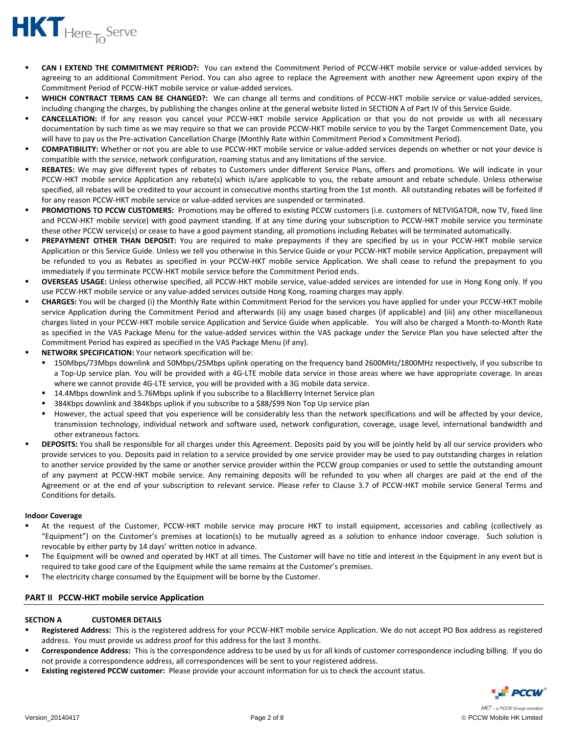- **CAN I EXTEND THE COMMITMENT PERIOD?:** You can extend the Commitment Period of PCCW-HKT mobile service or value-added services by agreeing to an additional Commitment Period. You can also agree to replace the Agreement with another new Agreement upon expiry of the Commitment Period of PCCW-HKT mobile service or value-added services.
- **WHICH CONTRACT TERMS CAN BE CHANGED?:** We can change all terms and conditions of PCCW-HKT mobile service or value-added services, including changing the charges, by publishing the changes online at the general website listed in SECTION A of Part IV of this Service Guide.
- **CANCELLATION:** If for any reason you cancel your PCCW-HKT mobile service Application or that you do not provide us with all necessary documentation by such time as we may require so that we can provide PCCW-HKT mobile service to you by the Target Commencement Date, you will have to pay us the Pre-activation Cancellation Charge (Monthly Rate within Commitment Period x Commitment Period).
- **COMPATIBILITY:** Whether or not you are able to use PCCW-HKT mobile service or value-added services depends on whether or not your device is compatible with the service, network configuration, roaming status and any limitations of the service.
- **REBATES:** We may give different types of rebates to Customers under different Service Plans, offers and promotions. We will indicate in your PCCW-HKT mobile service Application any rebate(s) which is/are applicable to you, the rebate amount and rebate schedule. Unless otherwise specified, all rebates will be credited to your account in consecutive months starting from the 1st month. All outstanding rebates will be forfeited if for any reason PCCW-HKT mobile service or value-added services are suspended or terminated.
- **PROMOTIONS TO PCCW CUSTOMERS:** Promotions may be offered to existing PCCW customers (i.e. customers of NETVIGATOR, now TV, fixed line and PCCW-HKT mobile service) with good payment standing. If at any time during your subscription to PCCW-HKT mobile service you terminate these other PCCW service(s) or cease to have a good payment standing, all promotions including Rebates will be terminated automatically.
- **PREPAYMENT OTHER THAN DEPOSIT:** You are required to make prepayments if they are specified by us in your PCCW-HKT mobile service Application or this Service Guide. Unless we tell you otherwise in this Service Guide or your PCCW-HKT mobile service Application, prepayment will be refunded to you as Rebates as specified in your PCCW-HKT mobile service Application. We shall cease to refund the prepayment to you immediately if you terminate PCCW-HKT mobile service before the Commitment Period ends.
- **OVERSEAS USAGE:** Unless otherwise specified, all PCCW-HKT mobile service, value-added services are intended for use in Hong Kong only. If you use PCCW-HKT mobile service or any value-added services outside Hong Kong, roaming charges may apply.
- **CHARGES:** You will be charged (i) the Monthly Rate within Commitment Period for the services you have applied for under your PCCW-HKT mobile service Application during the Commitment Period and afterwards (ii) any usage based charges (if applicable) and (iii) any other miscellaneous charges listed in your PCCW-HKT mobile service Application and Service Guide when applicable. You will also be charged a Month-to-Month Rate as specified in the VAS Package Menu for the value-added services within the VAS package under the Service Plan you have selected after the Commitment Period has expired as specified in the VAS Package Menu (if any).
- **NETWORK SPECIFICATION:** Your network specification will be:
  - 150Mbps/73Mbps downlink and 50Mbps/25Mbps uplink operating on the frequency band 2600MHz/1800MHz respectively, if you subscribe to a Top-Up service plan. You will be provided with a 4G-LTE mobile data service in those areas where we have appropriate coverage. In areas where we cannot provide 4G-LTE service, you will be provided with a 3G mobile data service.
  - 14.4Mbps downlink and 5.76Mbps uplink if you subscribe to a BlackBerry Internet Service plan
  - 384Kbps downlink and 384Kbps uplink if you subscribe to a $88/$99 Non Top Up service plan
  - However, the actual speed that you experience will be considerably less than the network specifications and will be affected by your device, transmission technology, individual network and software used, network configuration, coverage, usage level, international bandwidth and other extraneous factors.
- **DEPOSITS:** You shall be responsible for all charges under this Agreement. Deposits paid by you will be jointly held by all our service providers who provide services to you. Deposits paid in relation to a service provided by one service provider may be used to pay outstanding charges in relation to another service provided by the same or another service provider within the PCCW group companies or used to settle the outstanding amount of any payment at PCCW-HKT mobile service. Any remaining deposits will be refunded to you when all charges are paid at the end of the Agreement or at the end of your subscription to relevant service. Please refer to Clause 3.7 of PCCW-HKT mobile service General Terms and Conditions for details.

**Indoor Coverage**

- At the request of the Customer, PCCW-HKT mobile service may procure HKT to install equipment, accessories and cabling (collectively as "Equipment") on the Customer's premises at location(s) to be mutually agreed as a solution to enhance indoor coverage. Such solution is revocable by either party by 14 days' written notice in advance.
- The Equipment will be owned and operated by HKT at all times. The Customer will have no title and interest in the Equipment in any event but is required to take good care of the Equipment while the same remains at the Customer's premises.
- The electricity charge consumed by the Equipment will be borne by the Customer.

## PART II PCCW-HKT mobile service Application

### SECTION A CUSTOMER DETAILS

- **Registered Address:** This is the registered address for your PCCW-HKT mobile service Application. We do not accept PO Box address as registered address. You must provide us address proof for this address for the last 3 months.
- **Correspondence Address:** This is the correspondence address to be used by us for all kinds of customer correspondence including billing. If you do not provide a correspondence address, all correspondences will be sent to your registered address.
- **Existing registered PCCW customer:** Please provide your account information for us to check the account status.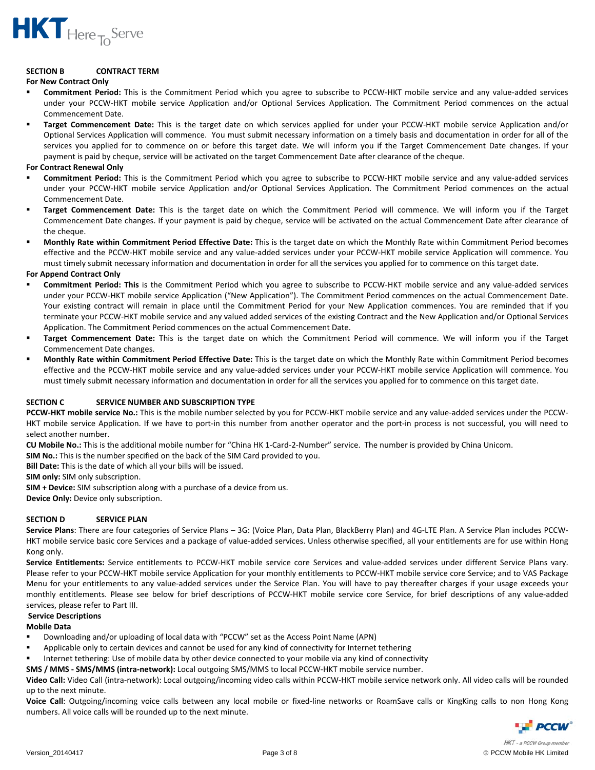## SECTION B CONTRACT TERM

**For New Contract Only**

- **Commitment Period:** This is the Commitment Period which you agree to subscribe to PCCW-HKT mobile service and any value-added services under your PCCW-HKT mobile service Application and/or Optional Services Application. The Commitment Period commences on the actual Commencement Date.
- **Target Commencement Date:** This is the target date on which services applied for under your PCCW-HKT mobile service Application and/or Optional Services Application will commence. You must submit necessary information on a timely basis and documentation in order for all of the services you applied for to commence on or before this target date. We will inform you if the Target Commencement Date changes. If your payment is paid by cheque, service will be activated on the target Commencement Date after clearance of the cheque.

**For Contract Renewal Only**

- **Commitment Period:** This is the Commitment Period which you agree to subscribe to PCCW-HKT mobile service and any value-added services under your PCCW-HKT mobile service Application and/or Optional Services Application. The Commitment Period commences on the actual Commencement Date.
- **Target Commencement Date:** This is the target date on which the Commitment Period will commence. We will inform you if the Target Commencement Date changes. If your payment is paid by cheque, service will be activated on the actual Commencement Date after clearance of the cheque.
- **Monthly Rate within Commitment Period Effective Date:** This is the target date on which the Monthly Rate within Commitment Period becomes effective and the PCCW-HKT mobile service and any value-added services under your PCCW-HKT mobile service Application will commence. You must timely submit necessary information and documentation in order for all the services you applied for to commence on this target date.

**For Append Contract Only**

- **Commitment Period: This** is the Commitment Period which you agree to subscribe to PCCW-HKT mobile service and any value-added services under your PCCW-HKT mobile service Application ("New Application"). The Commitment Period commences on the actual Commencement Date. Your existing contract will remain in place until the Commitment Period for your New Application commences. You are reminded that if you terminate your PCCW-HKT mobile service and any valued added services of the existing Contract and the New Application and/or Optional Services Application. The Commitment Period commences on the actual Commencement Date.
- **Target Commencement Date:** This is the target date on which the Commitment Period will commence. We will inform you if the Target Commencement Date changes.
- **Monthly Rate within Commitment Period Effective Date:** This is the target date on which the Monthly Rate within Commitment Period becomes effective and the PCCW-HKT mobile service and any value-added services under your PCCW-HKT mobile service Application will commence. You must timely submit necessary information and documentation in order for all the services you applied for to commence on this target date.

## SECTION C SERVICE NUMBER AND SUBSCRIPTION TYPE

**PCCW-HKT mobile service No.:** This is the mobile number selected by you for PCCW-HKT mobile service and any value-added services under the PCCW-HKT mobile service Application. If we have to port-in this number from another operator and the port-in process is not successful, you will need to select another number.

**CU Mobile No.:** This is the additional mobile number for "China HK 1-Card-2-Number" service. The number is provided by China Unicom.

**SIM No.:** This is the number specified on the back of the SIM Card provided to you.

**Bill Date:** This is the date of which all your bills will be issued.

**SIM only:** SIM only subscription.

**SIM + Device:** SIM subscription along with a purchase of a device from us.

**Device Only:** Device only subscription.

## SECTION D SERVICE PLAN

**Service Plans**: There are four categories of Service Plans – 3G: (Voice Plan, Data Plan, BlackBerry Plan) and 4G-LTE Plan. A Service Plan includes PCCW-HKT mobile service basic core Services and a package of value-added services. Unless otherwise specified, all your entitlements are for use within Hong Kong only.

**Service Entitlements:** Service entitlements to PCCW-HKT mobile service core Services and value-added services under different Service Plans vary. Please refer to your PCCW-HKT mobile service Application for your monthly entitlements to PCCW-HKT mobile service core Service; and to VAS Package Menu for your entitlements to any value-added services under the Service Plan. You will have to pay thereafter charges if your usage exceeds your monthly entitlements. Please see below for brief descriptions of PCCW-HKT mobile service core Service, for brief descriptions of any value-added services, please refer to Part III.

**Service Descriptions**

**Mobile Data**

- Downloading and/or uploading of local data with "PCCW" set as the Access Point Name (APN)
- Applicable only to certain devices and cannot be used for any kind of connectivity for Internet tethering
- Internet tethering: Use of mobile data by other device connected to your mobile via any kind of connectivity

**SMS / MMS - SMS/MMS (intra-network):** Local outgoing SMS/MMS to local PCCW-HKT mobile service number.

**Video Call:** Video Call (intra-network): Local outgoing/incoming video calls within PCCW-HKT mobile service network only. All video calls will be rounded up to the next minute.

**Voice Call**: Outgoing/incoming voice calls between any local mobile or fixed-line networks or RoamSave calls or KingKing calls to non Hong Kong numbers. All voice calls will be rounded up to the next minute.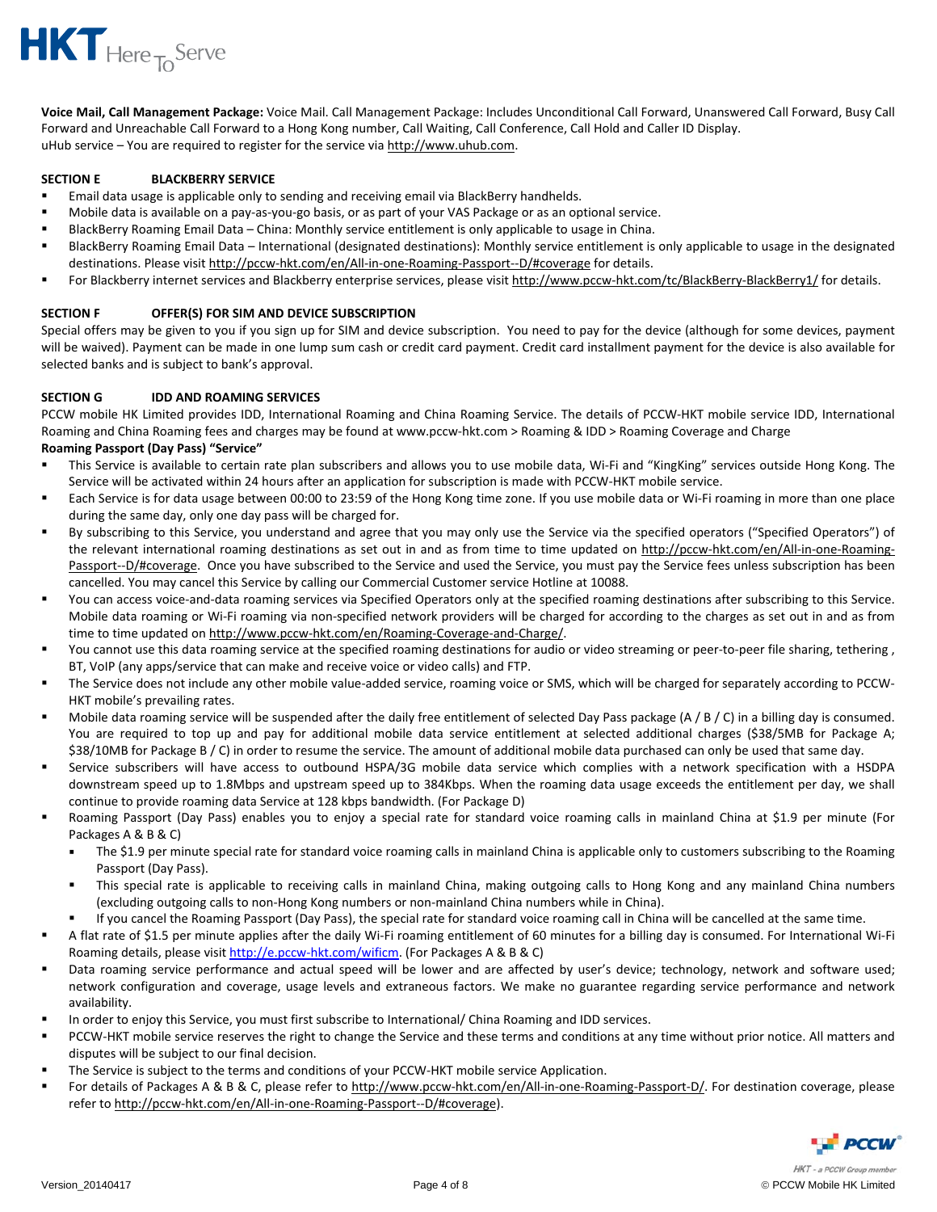**Voice Mail, Call Management Package:** Voice Mail. Call Management Package: Includes Unconditional Call Forward, Unanswered Call Forward, Busy Call Forward and Unreachable Call Forward to a Hong Kong number, Call Waiting, Call Conference, Call Hold and Caller ID Display.
uHub service – You are required to register for the service via http://www.uhub.com.

**SECTION E BLACKBERRY SERVICE**

- Email data usage is applicable only to sending and receiving email via BlackBerry handhelds.
- Mobile data is available on a pay-as-you-go basis, or as part of your VAS Package or as an optional service.
- BlackBerry Roaming Email Data – China: Monthly service entitlement is only applicable to usage in China.
- BlackBerry Roaming Email Data – International (designated destinations): Monthly service entitlement is only applicable to usage in the designated destinations. Please visit http://pccw-hkt.com/en/All-in-one-Roaming-Passport--D/#coverage for details.
- For Blackberry internet services and Blackberry enterprise services, please visit http://www.pccw-hkt.com/tc/BlackBerry-BlackBerry1/ for details.

**SECTION F OFFER(S) FOR SIM AND DEVICE SUBSCRIPTION**

Special offers may be given to you if you sign up for SIM and device subscription. You need to pay for the device (although for some devices, payment will be waived). Payment can be made in one lump sum cash or credit card payment. Credit card installment payment for the device is also available for selected banks and is subject to bank's approval.

**SECTION G IDD AND ROAMING SERVICES**

PCCW mobile HK Limited provides IDD, International Roaming and China Roaming Service. The details of PCCW-HKT mobile service IDD, International Roaming and China Roaming fees and charges may be found at www.pccw-hkt.com > Roaming & IDD > Roaming Coverage and Charge

**Roaming Passport (Day Pass) "Service"**

- This Service is available to certain rate plan subscribers and allows you to use mobile data, Wi-Fi and "KingKing" services outside Hong Kong. The Service will be activated within 24 hours after an application for subscription is made with PCCW-HKT mobile service.
- Each Service is for data usage between 00:00 to 23:59 of the Hong Kong time zone. If you use mobile data or Wi-Fi roaming in more than one place during the same day, only one day pass will be charged for.
- By subscribing to this Service, you understand and agree that you may only use the Service via the specified operators ("Specified Operators") of the relevant international roaming destinations as set out in and as from time to time updated on http://pccw-hkt.com/en/All-in-one-Roaming-Passport--D/#coverage. Once you have subscribed to the Service and used the Service, you must pay the Service fees unless subscription has been cancelled. You may cancel this Service by calling our Commercial Customer service Hotline at 10088.
- You can access voice-and-data roaming services via Specified Operators only at the specified roaming destinations after subscribing to this Service. Mobile data roaming or Wi-Fi roaming via non-specified network providers will be charged for according to the charges as set out in and as from time to time updated on http://www.pccw-hkt.com/en/Roaming-Coverage-and-Charge/.
- You cannot use this data roaming service at the specified roaming destinations for audio or video streaming or peer-to-peer file sharing, tethering , BT, VoIP (any apps/service that can make and receive voice or video calls) and FTP.
- The Service does not include any other mobile value-added service, roaming voice or SMS, which will be charged for separately according to PCCW-HKT mobile's prevailing rates.
- Mobile data roaming service will be suspended after the daily free entitlement of selected Day Pass package (A / B / C) in a billing day is consumed. You are required to top up and pay for additional mobile data service entitlement at selected additional charges ($38/5MB for Package A; $38/10MB for Package B / C) in order to resume the service. The amount of additional mobile data purchased can only be used that same day.
- Service subscribers will have access to outbound HSPA/3G mobile data service which complies with a network specification with a HSDPA downstream speed up to 1.8Mbps and upstream speed up to 384Kbps. When the roaming data usage exceeds the entitlement per day, we shall continue to provide roaming data Service at 128 kbps bandwidth. (For Package D)
- Roaming Passport (Day Pass) enables you to enjoy a special rate for standard voice roaming calls in mainland China at $1.9 per minute (For Packages A & B & C)
  - The $1.9 per minute special rate for standard voice roaming calls in mainland China is applicable only to customers subscribing to the Roaming Passport (Day Pass).
  - This special rate is applicable to receiving calls in mainland China, making outgoing calls to Hong Kong and any mainland China numbers (excluding outgoing calls to non-Hong Kong numbers or non-mainland China numbers while in China).
  - If you cancel the Roaming Passport (Day Pass), the special rate for standard voice roaming call in China will be cancelled at the same time.
- A flat rate of $1.5 per minute applies after the daily Wi-Fi roaming entitlement of 60 minutes for a billing day is consumed. For International Wi-Fi Roaming details, please visit http://e.pccw-hkt.com/wificm. (For Packages A & B & C)
- Data roaming service performance and actual speed will be lower and are affected by user's device; technology, network and software used; network configuration and coverage, usage levels and extraneous factors. We make no guarantee regarding service performance and network availability.
- In order to enjoy this Service, you must first subscribe to International/ China Roaming and IDD services.
- PCCW-HKT mobile service reserves the right to change the Service and these terms and conditions at any time without prior notice. All matters and disputes will be subject to our final decision.
- The Service is subject to the terms and conditions of your PCCW-HKT mobile service Application.
- For details of Packages A & B & C, please refer to http://www.pccw-hkt.com/en/All-in-one-Roaming-Passport-D/. For destination coverage, please refer to http://pccw-hkt.com/en/All-in-one-Roaming-Passport--D/#coverage).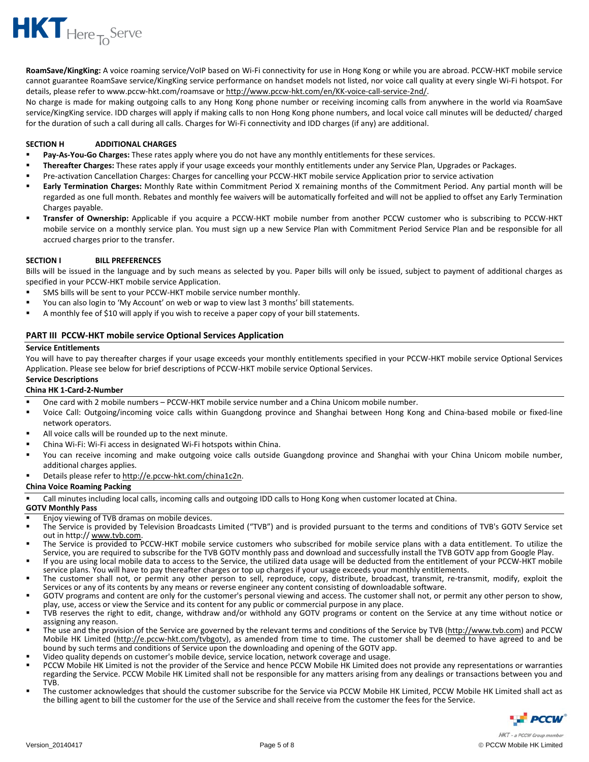**RoamSave/KingKing:** A voice roaming service/VoIP based on Wi-Fi connectivity for use in Hong Kong or while you are abroad. PCCW-HKT mobile service cannot guarantee RoamSave service/KingKing service performance on handset models not listed, nor voice call quality at every single Wi-Fi hotspot. For details, please refer to www.pccw-hkt.com/roamsave or http://www.pccw-hkt.com/en/KK-voice-call-service-2nd/.

No charge is made for making outgoing calls to any Hong Kong phone number or receiving incoming calls from anywhere in the world via RoamSave service/KingKing service. IDD charges will apply if making calls to non Hong Kong phone numbers, and local voice call minutes will be deducted/ charged for the duration of such a call during all calls. Charges for Wi-Fi connectivity and IDD charges (if any) are additional.

### SECTION H ADDITIONAL CHARGES

- **Pay-As-You-Go Charges:** These rates apply where you do not have any monthly entitlements for these services.
- **Thereafter Charges:** These rates apply if your usage exceeds your monthly entitlements under any Service Plan, Upgrades or Packages.
- Pre-activation Cancellation Charges: Charges for cancelling your PCCW-HKT mobile service Application prior to service activation
- **Early Termination Charges:** Monthly Rate within Commitment Period X remaining months of the Commitment Period. Any partial month will be regarded as one full month. Rebates and monthly fee waivers will be automatically forfeited and will not be applied to offset any Early Termination Charges payable.
- **Transfer of Ownership:** Applicable if you acquire a PCCW-HKT mobile number from another PCCW customer who is subscribing to PCCW-HKT mobile service on a monthly service plan. You must sign up a new Service Plan with Commitment Period Service Plan and be responsible for all accrued charges prior to the transfer.

### SECTION I BILL PREFERENCES

Bills will be issued in the language and by such means as selected by you. Paper bills will only be issued, subject to payment of additional charges as specified in your PCCW-HKT mobile service Application.

- SMS bills will be sent to your PCCW-HKT mobile service number monthly.
- You can also login to 'My Account' on web or wap to view last 3 months' bill statements.
- A monthly fee of $10 will apply if you wish to receive a paper copy of your bill statements.

## PART III PCCW-HKT mobile service Optional Services Application

**Service Entitlements**

You will have to pay thereafter charges if your usage exceeds your monthly entitlements specified in your PCCW-HKT mobile service Optional Services Application. Please see below for brief descriptions of PCCW-HKT mobile service Optional Services.

**Service Descriptions**

**China HK 1-Card-2-Number**

- One card with 2 mobile numbers – PCCW-HKT mobile service number and a China Unicom mobile number.
- Voice Call: Outgoing/incoming voice calls within Guangdong province and Shanghai between Hong Kong and China-based mobile or fixed-line network operators.
- All voice calls will be rounded up to the next minute.
- China Wi-Fi: Wi-Fi access in designated Wi-Fi hotspots within China.
- You can receive incoming and make outgoing voice calls outside Guangdong province and Shanghai with your China Unicom mobile number, additional charges applies.
- Details please refer to http://e.pccw-hkt.com/china1c2n.

**China Voice Roaming Packing**

- Call minutes including local calls, incoming calls and outgoing IDD calls to Hong Kong when customer located at China.

**GOTV Monthly Pass**

- Enjoy viewing of TVB dramas on mobile devices.
- The Service is provided by Television Broadcasts Limited ("TVB") and is provided pursuant to the terms and conditions of TVB's GOTV Service set out in http:// www.tvb.com.
- The Service is provided to PCCW-HKT mobile service customers who subscribed for mobile service plans with a data entitlement. To utilize the Service, you are required to subscribe for the TVB GOTV monthly pass and download and successfully install the TVB GOTV app from Google Play.
- If you are using local mobile data to access to the Service, the utilized data usage will be deducted from the entitlement of your PCCW-HKT mobile service plans. You will have to pay thereafter charges or top up charges if your usage exceeds your monthly entitlements.
- The customer shall not, or permit any other person to sell, reproduce, copy, distribute, broadcast, transmit, re-transmit, modify, exploit the Services or any of its contents by any means or reverse engineer any content consisting of downloadable software.
- GOTV programs and content are only for the customer's personal viewing and access. The customer shall not, or permit any other person to show, play, use, access or view the Service and its content for any public or commercial purpose in any place.
- TVB reserves the right to edit, change, withdraw and/or withhold any GOTV programs or content on the Service at any time without notice or assigning any reason.
- The use and the provision of the Service are governed by the relevant terms and conditions of the Service by TVB (http://www.tvb.com) and PCCW Mobile HK Limited (http://e.pccw-hkt.com/tvbgotv), as amended from time to time. The customer shall be deemed to have agreed to and be bound by such terms and conditions of Service upon the downloading and opening of the GOTV app.
- Video quality depends on customer's mobile device, service location, network coverage and usage.
- PCCW Mobile HK Limited is not the provider of the Service and hence PCCW Mobile HK Limited does not provide any representations or warranties regarding the Service. PCCW Mobile HK Limited shall not be responsible for any matters arising from any dealings or transactions between you and TVB.
- The customer acknowledges that should the customer subscribe for the Service via PCCW Mobile HK Limited, PCCW Mobile HK Limited shall act as the billing agent to bill the customer for the use of the Service and shall receive from the customer the fees for the Service.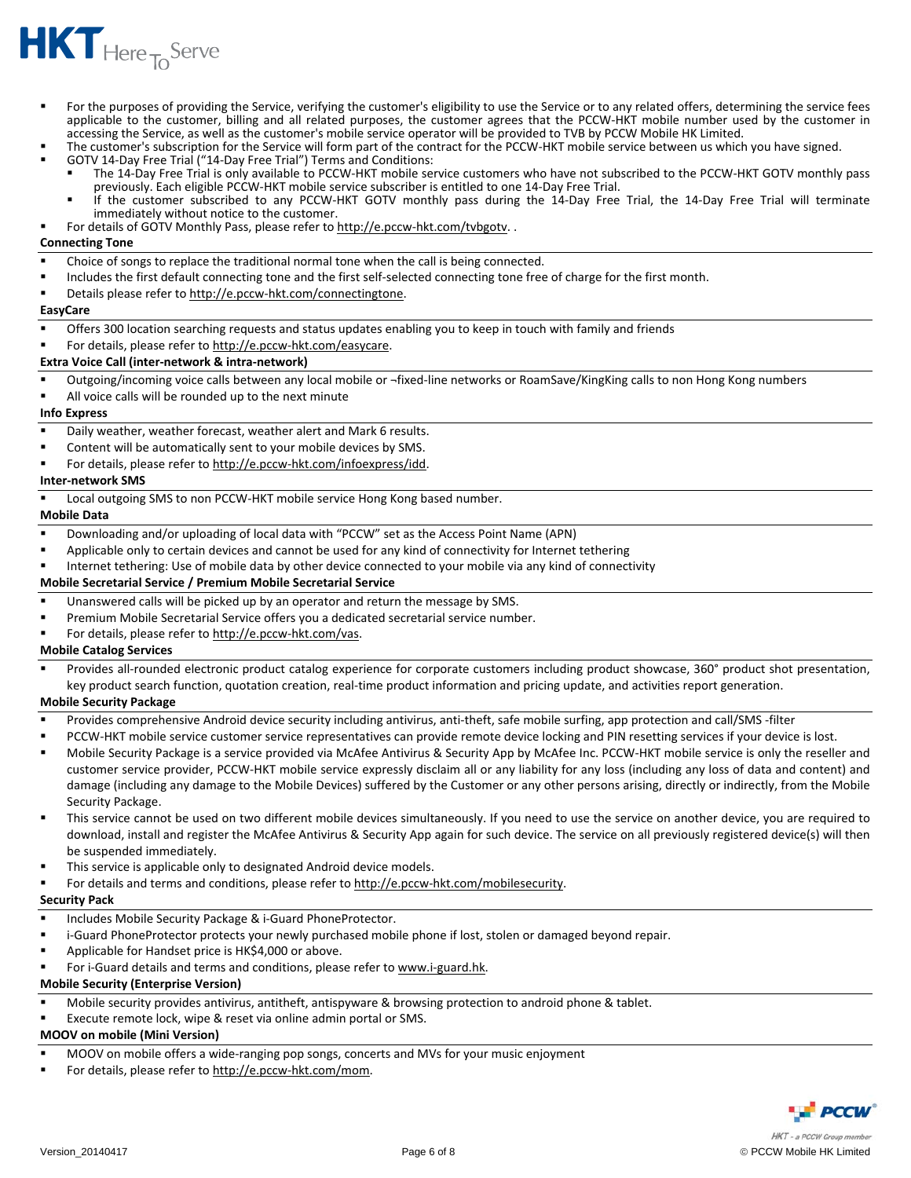- For the purposes of providing the Service, verifying the customer's eligibility to use the Service or to any related offers, determining the service fees applicable to the customer, billing and all related purposes, the customer agrees that the PCCW-HKT mobile number used by the customer in accessing the Service, as well as the customer's mobile service operator will be provided to TVB by PCCW Mobile HK Limited.
- The customer's subscription for the Service will form part of the contract for the PCCW-HKT mobile service between us which you have signed.
- GOTV 14-Day Free Trial ("14-Day Free Trial") Terms and Conditions:
  - The 14-Day Free Trial is only available to PCCW-HKT mobile service customers who have not subscribed to the PCCW-HKT GOTV monthly pass previously. Each eligible PCCW-HKT mobile service subscriber is entitled to one 14-Day Free Trial.
  - If the customer subscribed to any PCCW-HKT GOTV monthly pass during the 14-Day Free Trial, the 14-Day Free Trial will terminate immediately without notice to the customer.
- For details of GOTV Monthly Pass, please refer to http://e.pccw-hkt.com/tvbgotv. .

**Connecting Tone**

- Choice of songs to replace the traditional normal tone when the call is being connected.
- Includes the first default connecting tone and the first self-selected connecting tone free of charge for the first month.
- Details please refer to http://e.pccw-hkt.com/connectingtone.

**EasyCare**

- Offers 300 location searching requests and status updates enabling you to keep in touch with family and friends
- For details, please refer to http://e.pccw-hkt.com/easycare.

**Extra Voice Call (inter-network & intra-network)**

- Outgoing/incoming voice calls between any local mobile or ¬fixed-line networks or RoamSave/KingKing calls to non Hong Kong numbers
- All voice calls will be rounded up to the next minute

**Info Express**

- Daily weather, weather forecast, weather alert and Mark 6 results.
- Content will be automatically sent to your mobile devices by SMS.
- For details, please refer to http://e.pccw-hkt.com/infoexpress/idd.

**Inter-network SMS**

- Local outgoing SMS to non PCCW-HKT mobile service Hong Kong based number.

**Mobile Data**

- Downloading and/or uploading of local data with "PCCW" set as the Access Point Name (APN)
- Applicable only to certain devices and cannot be used for any kind of connectivity for Internet tethering
- Internet tethering: Use of mobile data by other device connected to your mobile via any kind of connectivity

**Mobile Secretarial Service / Premium Mobile Secretarial Service**

- Unanswered calls will be picked up by an operator and return the message by SMS.
- Premium Mobile Secretarial Service offers you a dedicated secretarial service number.
- For details, please refer to http://e.pccw-hkt.com/vas.

**Mobile Catalog Services**

- Provides all-rounded electronic product catalog experience for corporate customers including product showcase, 360° product shot presentation, key product search function, quotation creation, real-time product information and pricing update, and activities report generation.

**Mobile Security Package**

- Provides comprehensive Android device security including antivirus, anti-theft, safe mobile surfing, app protection and call/SMS -filter
- PCCW-HKT mobile service customer service representatives can provide remote device locking and PIN resetting services if your device is lost.
- Mobile Security Package is a service provided via McAfee Antivirus & Security App by McAfee Inc. PCCW-HKT mobile service is only the reseller and customer service provider, PCCW-HKT mobile service expressly disclaim all or any liability for any loss (including any loss of data and content) and damage (including any damage to the Mobile Devices) suffered by the Customer or any other persons arising, directly or indirectly, from the Mobile Security Package.
- This service cannot be used on two different mobile devices simultaneously. If you need to use the service on another device, you are required to download, install and register the McAfee Antivirus & Security App again for such device. The service on all previously registered device(s) will then be suspended immediately.
- This service is applicable only to designated Android device models.
- For details and terms and conditions, please refer to http://e.pccw-hkt.com/mobilesecurity.

**Security Pack**

- Includes Mobile Security Package & i-Guard PhoneProtector.
- i-Guard PhoneProtector protects your newly purchased mobile phone if lost, stolen or damaged beyond repair.
- Applicable for Handset price is HK$4,000 or above.
- For i-Guard details and terms and conditions, please refer to www.i-guard.hk.

**Mobile Security (Enterprise Version)**

- Mobile security provides antivirus, antitheft, antispyware & browsing protection to android phone & tablet.
- Execute remote lock, wipe & reset via online admin portal or SMS.

**MOOV on mobile (Mini Version)**

- MOOV on mobile offers a wide-ranging pop songs, concerts and MVs for your music enjoyment
- For details, please refer to http://e.pccw-hkt.com/mom.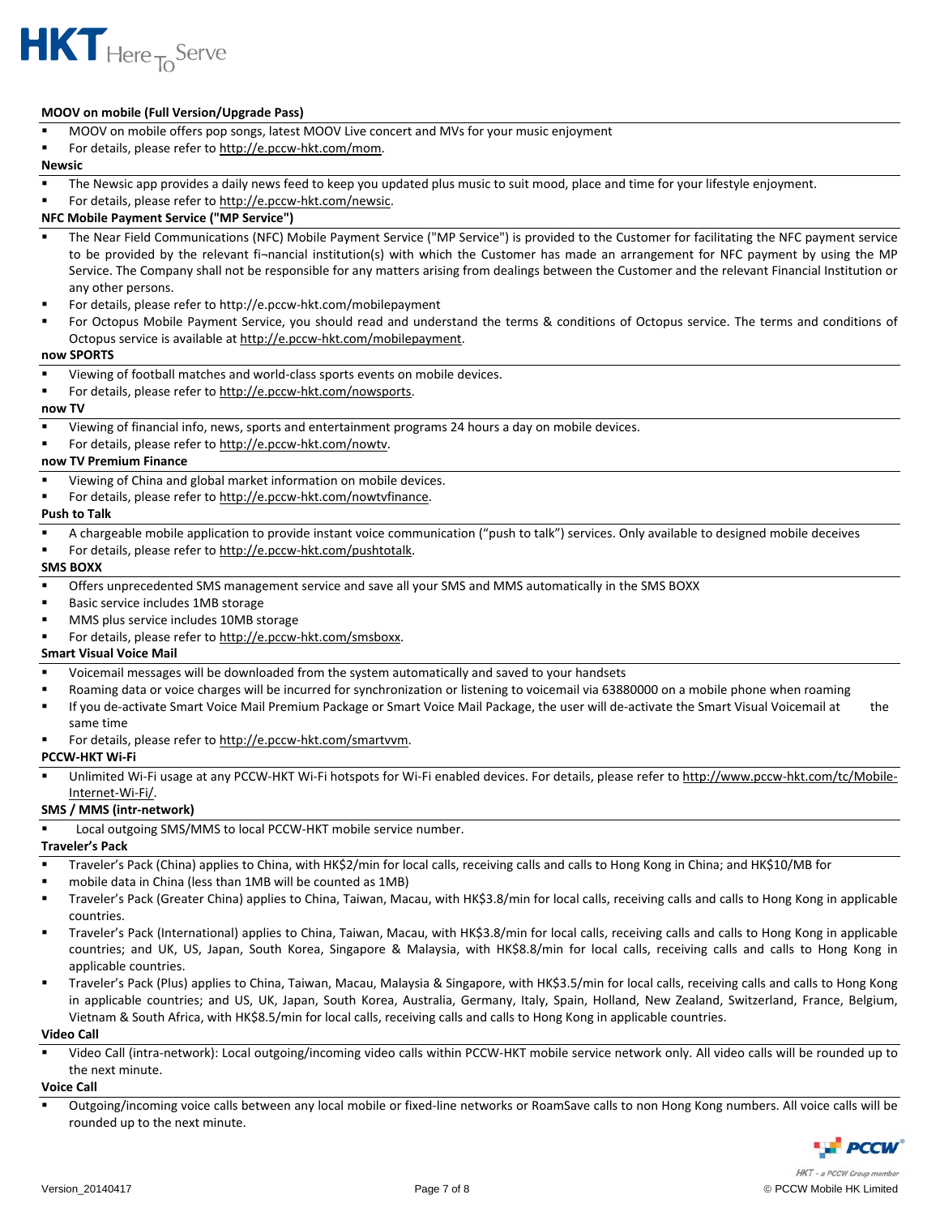**MOOV on mobile (Full Version/Upgrade Pass)**

- MOOV on mobile offers pop songs, latest MOOV Live concert and MVs for your music enjoyment
- For details, please refer to http://e.pccw-hkt.com/mom.

**Newsic**

- The Newsic app provides a daily news feed to keep you updated plus music to suit mood, place and time for your lifestyle enjoyment.
- For details, please refer to http://e.pccw-hkt.com/newsic.

**NFC Mobile Payment Service ("MP Service")**

- The Near Field Communications (NFC) Mobile Payment Service ("MP Service") is provided to the Customer for facilitating the NFC payment service to be provided by the relevant fi¬nancial institution(s) with which the Customer has made an arrangement for NFC payment by using the MP Service. The Company shall not be responsible for any matters arising from dealings between the Customer and the relevant Financial Institution or any other persons.
- For details, please refer to http://e.pccw-hkt.com/mobilepayment
- For Octopus Mobile Payment Service, you should read and understand the terms & conditions of Octopus service. The terms and conditions of Octopus service is available at http://e.pccw-hkt.com/mobilepayment.

**now SPORTS**

- Viewing of football matches and world-class sports events on mobile devices.
- For details, please refer to http://e.pccw-hkt.com/nowsports.

**now TV**

- Viewing of financial info, news, sports and entertainment programs 24 hours a day on mobile devices.
- For details, please refer to http://e.pccw-hkt.com/nowtv.

**now TV Premium Finance**

- Viewing of China and global market information on mobile devices.
- For details, please refer to http://e.pccw-hkt.com/nowtvfinance.

**Push to Talk**

- A chargeable mobile application to provide instant voice communication ("push to talk") services. Only available to designed mobile deceives
- For details, please refer to http://e.pccw-hkt.com/pushtotalk.

**SMS BOXX**

- Offers unprecedented SMS management service and save all your SMS and MMS automatically in the SMS BOXX
- Basic service includes 1MB storage
- MMS plus service includes 10MB storage
- For details, please refer to http://e.pccw-hkt.com/smsboxx.

**Smart Visual Voice Mail**

- Voicemail messages will be downloaded from the system automatically and saved to your handsets
- Roaming data or voice charges will be incurred for synchronization or listening to voicemail via 63880000 on a mobile phone when roaming
- If you de-activate Smart Voice Mail Premium Package or Smart Voice Mail Package, the user will de-activate the Smart Visual Voicemail at the same time
- For details, please refer to http://e.pccw-hkt.com/smartvvm.

**PCCW-HKT Wi-Fi**

- Unlimited Wi-Fi usage at any PCCW-HKT Wi-Fi hotspots for Wi-Fi enabled devices. For details, please refer to http://www.pccw-hkt.com/tc/Mobile-Internet-Wi-Fi/.

**SMS / MMS (intr-network)**

- Local outgoing SMS/MMS to local PCCW-HKT mobile service number.

**Traveler's Pack**

- Traveler's Pack (China) applies to China, with HK$2/min for local calls, receiving calls and calls to Hong Kong in China; and HK$10/MB for
- mobile data in China (less than 1MB will be counted as 1MB)
- Traveler's Pack (Greater China) applies to China, Taiwan, Macau, with HK$3.8/min for local calls, receiving calls and calls to Hong Kong in applicable countries.
- Traveler's Pack (International) applies to China, Taiwan, Macau, with HK$3.8/min for local calls, receiving calls and calls to Hong Kong in applicable countries; and UK, US, Japan, South Korea, Singapore & Malaysia, with HK$8.8/min for local calls, receiving calls and calls to Hong Kong in applicable countries.
- Traveler's Pack (Plus) applies to China, Taiwan, Macau, Malaysia & Singapore, with HK$3.5/min for local calls, receiving calls and calls to Hong Kong in applicable countries; and US, UK, Japan, South Korea, Australia, Germany, Italy, Spain, Holland, New Zealand, Switzerland, France, Belgium, Vietnam & South Africa, with HK$8.5/min for local calls, receiving calls and calls to Hong Kong in applicable countries.

**Video Call**

- Video Call (intra-network): Local outgoing/incoming video calls within PCCW-HKT mobile service network only. All video calls will be rounded up to the next minute.

**Voice Call**

- Outgoing/incoming voice calls between any local mobile or fixed-line networks or RoamSave calls to non Hong Kong numbers. All voice calls will be rounded up to the next minute.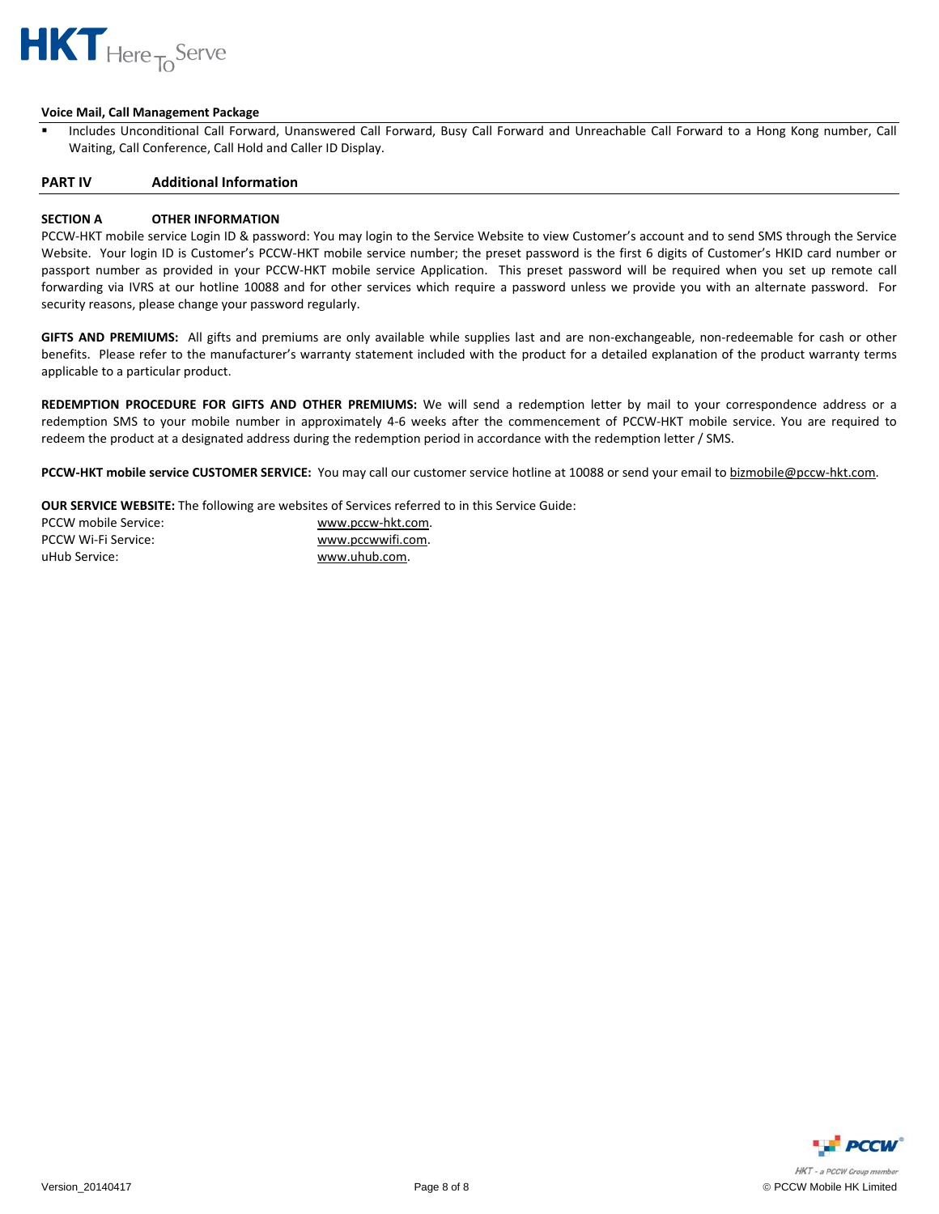**Voice Mail, Call Management Package**

- Includes Unconditional Call Forward, Unanswered Call Forward, Busy Call Forward and Unreachable Call Forward to a Hong Kong number, Call Waiting, Call Conference, Call Hold and Caller ID Display.

## PART IV Additional Information

### SECTION A OTHER INFORMATION

PCCW-HKT mobile service Login ID & password: You may login to the Service Website to view Customer's account and to send SMS through the Service Website. Your login ID is Customer's PCCW-HKT mobile service number; the preset password is the first 6 digits of Customer's HKID card number or passport number as provided in your PCCW-HKT mobile service Application. This preset password will be required when you set up remote call forwarding via IVRS at our hotline 10088 and for other services which require a password unless we provide you with an alternate password. For security reasons, please change your password regularly.

**GIFTS AND PREMIUMS:** All gifts and premiums are only available while supplies last and are non-exchangeable, non-redeemable for cash or other benefits. Please refer to the manufacturer's warranty statement included with the product for a detailed explanation of the product warranty terms applicable to a particular product.

**REDEMPTION PROCEDURE FOR GIFTS AND OTHER PREMIUMS:** We will send a redemption letter by mail to your correspondence address or a redemption SMS to your mobile number in approximately 4-6 weeks after the commencement of PCCW-HKT mobile service. You are required to redeem the product at a designated address during the redemption period in accordance with the redemption letter / SMS.

**PCCW-HKT mobile service CUSTOMER SERVICE:** You may call our customer service hotline at 10088 or send your email to bizmobile@pccw-hkt.com.

**OUR SERVICE WEBSITE:** The following are websites of Services referred to in this Service Guide:

| | |
|---|---|
| PCCW mobile Service: | www.pccw-hkt.com. |
| PCCW Wi-Fi Service: | www.pccwwifi.com. |
| uHub Service: | www.uhub.com. |